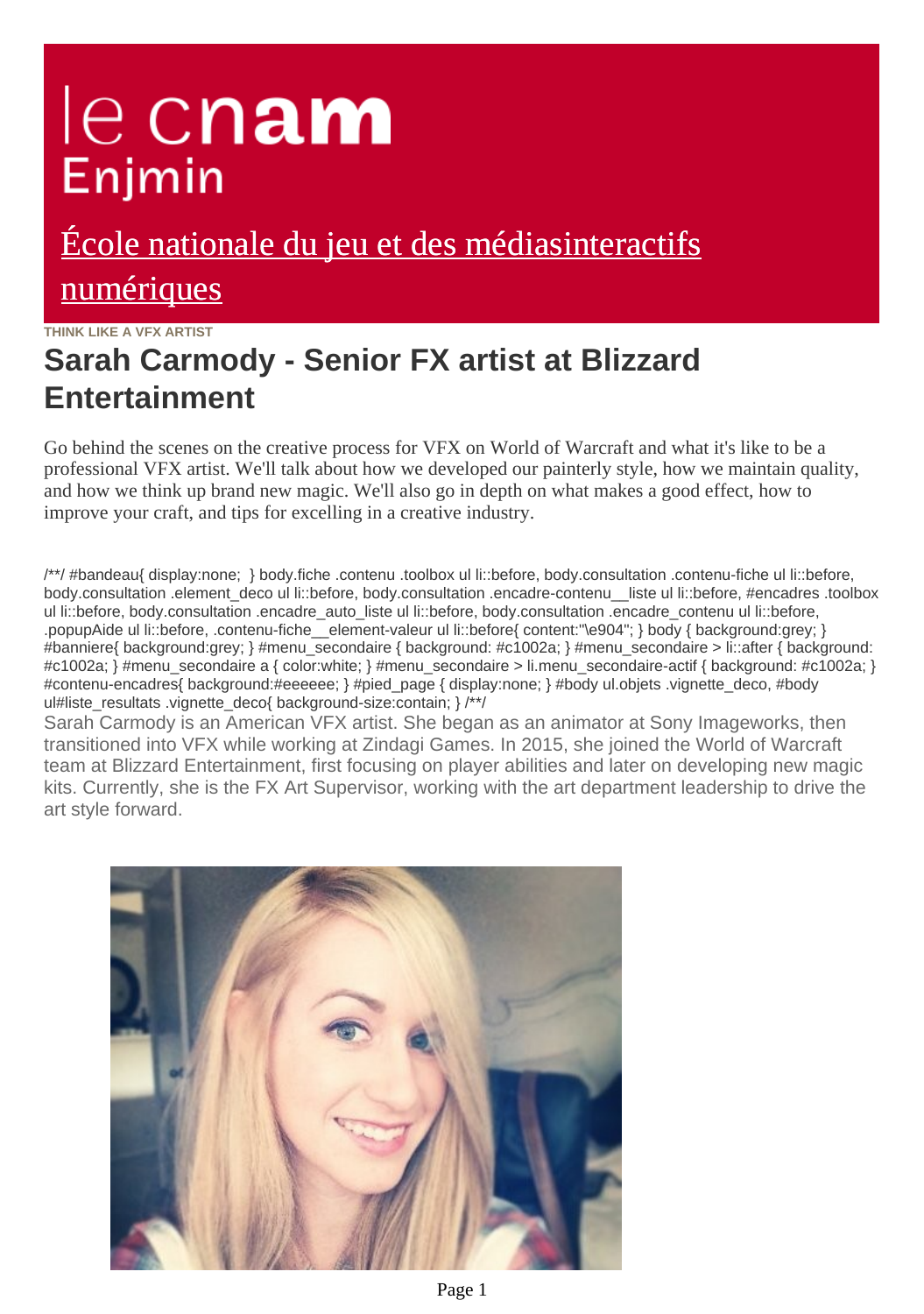# le cnam Enjmin

[École nationale du jeu et des médiasinteractifs numériques]

THINK LIKE A VFX ARTIST

## Sarah Carmody - Senior FX artist at Blizzard Entertainment

Go behind the scenes on the creative process for VFX on World of Warcraft and what it's like to be a professional VFX artist. We'll talk about how we developed our painterly style, how we maintain quality, and how we think up brand new magic. We'll also go in depth on what makes a good effect, how to improve your craft, and tips for excelling in a creative industry.

/**/ #bandeau{ display:none; } body.fiche .contenu .toolbox ul li::before, body.consultation .contenu-fiche ul li::before, body.consultation .element_deco ul li::before, body.consultation .encadre-contenu__liste ul li::before, #encadres .toolbox ul li::before, body.consultation .encadre_auto_liste ul li::before, body.consultation .encadre_contenu ul li::before, .popupAide ul li::before, .contenu-fiche__element-valeur ul li::before{ content:"\e904"; } body { background:grey; } #banniere{ background:grey; } #menu_secondaire { background: #c1002a; } #menu_secondaire > li::after { background: #c1002a; } #menu_secondaire a { color:white; } #menu_secondaire > li.menu_secondaire-actif { background: #c1002a; } #contenu-encadres{ background:#eeeeee; } #pied_page { display:none; } #body ul.objets .vignette_deco, #body ul#liste_resultats .vignette_deco{ background-size:contain; } /**/

Sarah Carmody is an American VFX artist. She began as an animator at Sony Imageworks, then transitioned into VFX while working at Zindagi Games. In 2015, she joined the World of Warcraft team at Blizzard Entertainment, first focusing on player abilities and later on developing new magic kits. Currently, she is the FX Art Supervisor, working with the art department leadership to drive the art style forward.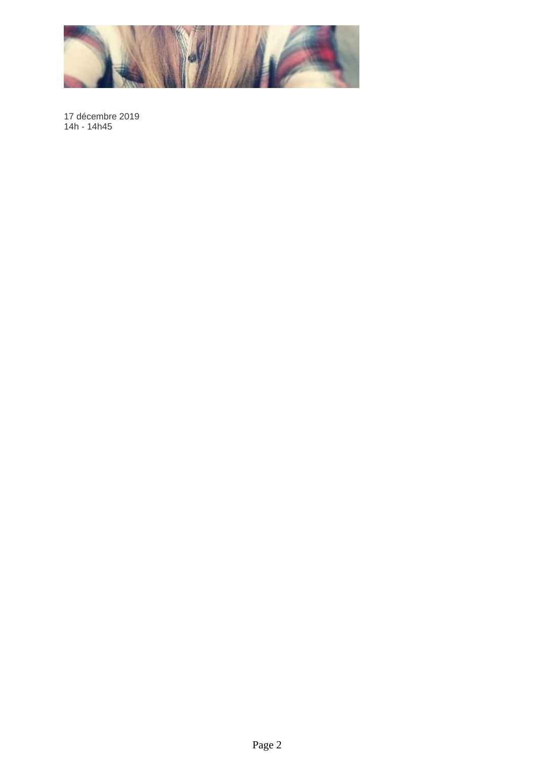17 décembre 2019
14h - 14h45